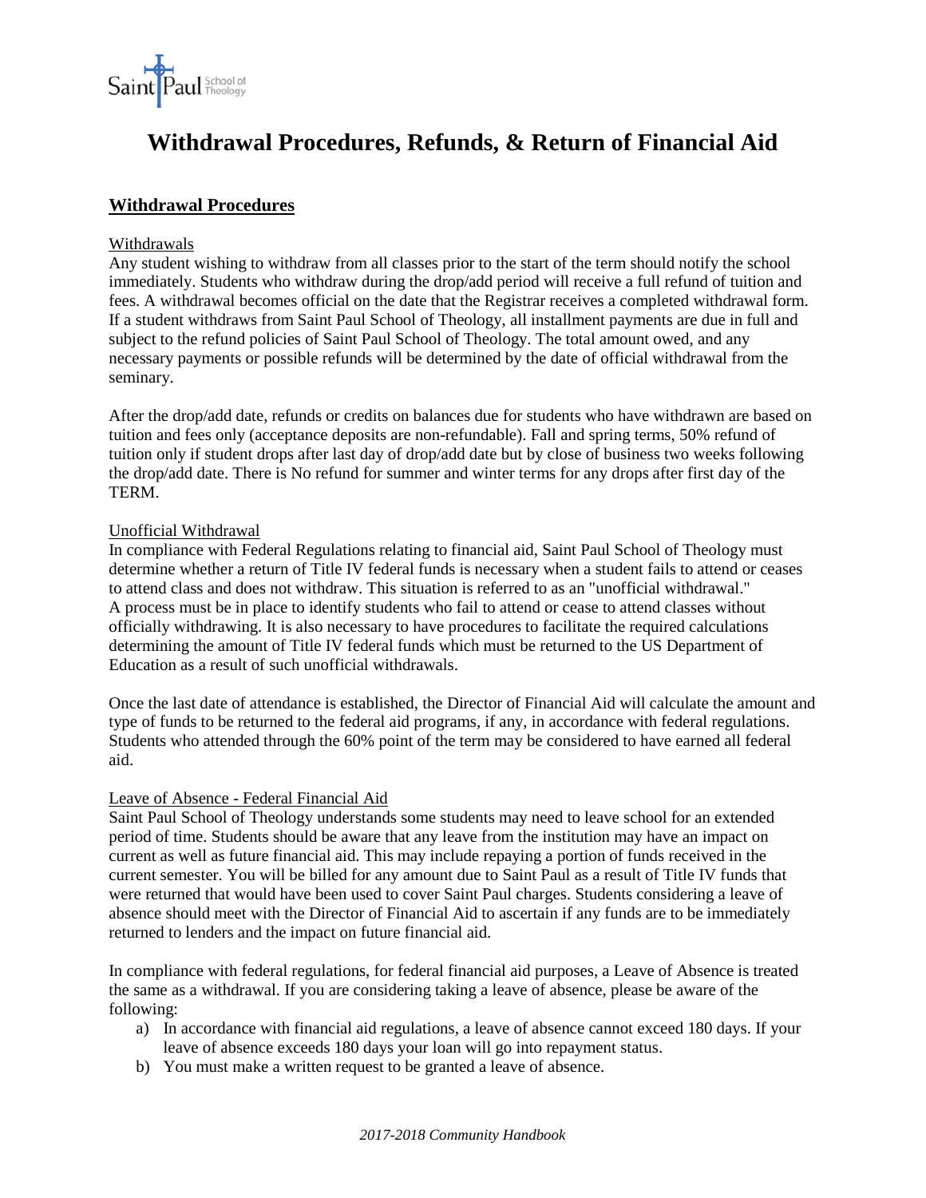# Withdrawal Procedures, Refunds, & Return of Financial Aid

## Withdrawal Procedures

### Withdrawals

Any student wishing to withdraw from all classes prior to the start of the term should notify the school immediately. Students who withdraw during the drop/add period will receive a full refund of tuition and fees. A withdrawal becomes official on the date that the Registrar receives a completed withdrawal form. If a student withdraws from Saint Paul School of Theology, all installment payments are due in full and subject to the refund policies of Saint Paul School of Theology. The total amount owed, and any necessary payments or possible refunds will be determined by the date of official withdrawal from the seminary.

After the drop/add date, refunds or credits on balances due for students who have withdrawn are based on tuition and fees only (acceptance deposits are non-refundable). Fall and spring terms, 50% refund of tuition only if student drops after last day of drop/add date but by close of business two weeks following the drop/add date. There is No refund for summer and winter terms for any drops after first day of the TERM.

### Unofficial Withdrawal

In compliance with Federal Regulations relating to financial aid, Saint Paul School of Theology must determine whether a return of Title IV federal funds is necessary when a student fails to attend or ceases to attend class and does not withdraw. This situation is referred to as an "unofficial withdrawal." A process must be in place to identify students who fail to attend or cease to attend classes without officially withdrawing. It is also necessary to have procedures to facilitate the required calculations determining the amount of Title IV federal funds which must be returned to the US Department of Education as a result of such unofficial withdrawals.

Once the last date of attendance is established, the Director of Financial Aid will calculate the amount and type of funds to be returned to the federal aid programs, if any, in accordance with federal regulations. Students who attended through the 60% point of the term may be considered to have earned all federal aid.

### Leave of Absence - Federal Financial Aid

Saint Paul School of Theology understands some students may need to leave school for an extended period of time. Students should be aware that any leave from the institution may have an impact on current as well as future financial aid. This may include repaying a portion of funds received in the current semester. You will be billed for any amount due to Saint Paul as a result of Title IV funds that were returned that would have been used to cover Saint Paul charges. Students considering a leave of absence should meet with the Director of Financial Aid to ascertain if any funds are to be immediately returned to lenders and the impact on future financial aid.

In compliance with federal regulations, for federal financial aid purposes, a Leave of Absence is treated the same as a withdrawal. If you are considering taking a leave of absence, please be aware of the following:

a) In accordance with financial aid regulations, a leave of absence cannot exceed 180 days. If your leave of absence exceeds 180 days your loan will go into repayment status.
b) You must make a written request to be granted a leave of absence.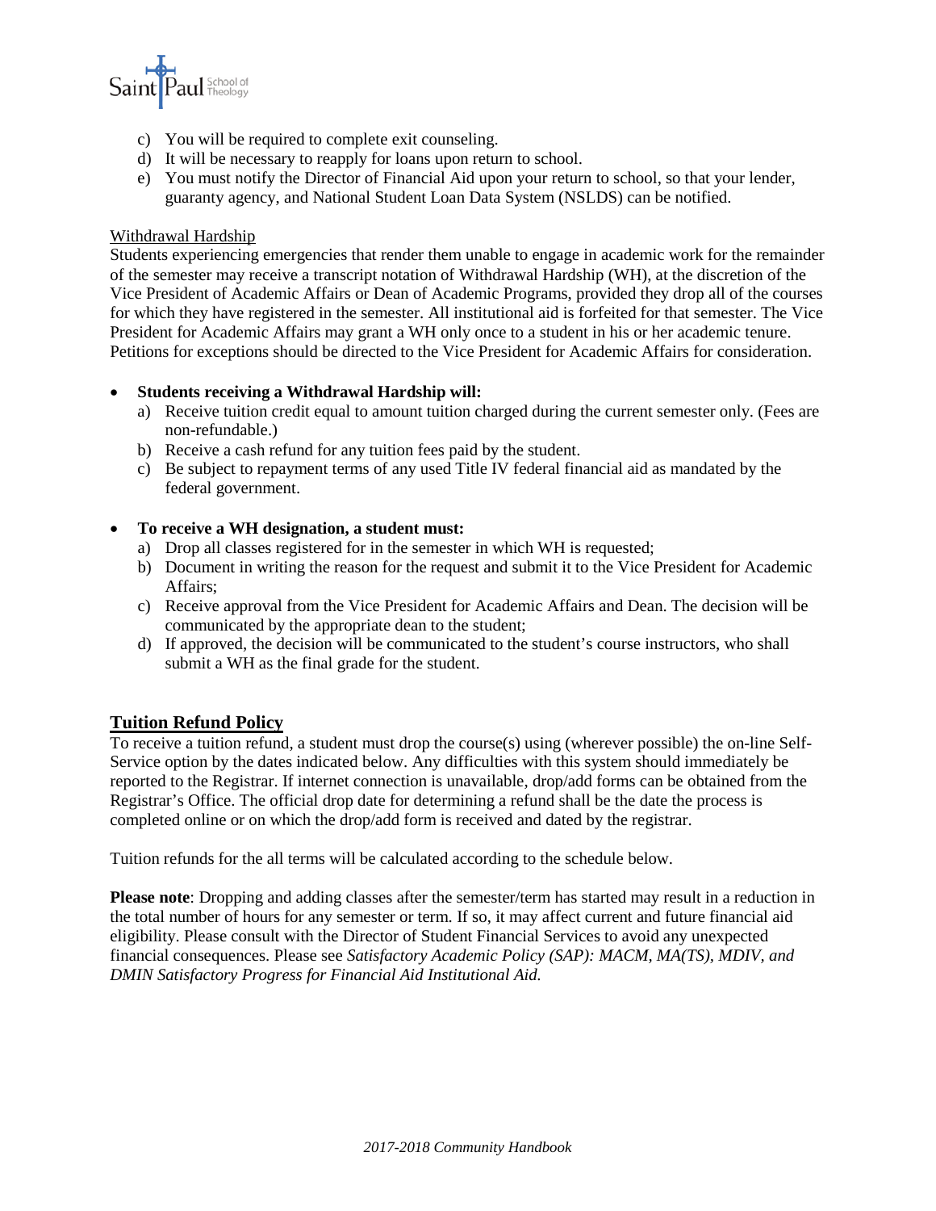c) You will be required to complete exit counseling.
d) It will be necessary to reapply for loans upon return to school.
e) You must notify the Director of Financial Aid upon your return to school, so that your lender, guaranty agency, and National Student Loan Data System (NSLDS) can be notified.

Withdrawal Hardship

Students experiencing emergencies that render them unable to engage in academic work for the remainder of the semester may receive a transcript notation of Withdrawal Hardship (WH), at the discretion of the Vice President of Academic Affairs or Dean of Academic Programs, provided they drop all of the courses for which they have registered in the semester. All institutional aid is forfeited for that semester. The Vice President for Academic Affairs may grant a WH only once to a student in his or her academic tenure. Petitions for exceptions should be directed to the Vice President for Academic Affairs for consideration.

- **Students receiving a Withdrawal Hardship will:**
  a) Receive tuition credit equal to amount tuition charged during the current semester only. (Fees are non-refundable.)
  b) Receive a cash refund for any tuition fees paid by the student.
  c) Be subject to repayment terms of any used Title IV federal financial aid as mandated by the federal government.

- **To receive a WH designation, a student must:**
  a) Drop all classes registered for in the semester in which WH is requested;
  b) Document in writing the reason for the request and submit it to the Vice President for Academic Affairs;
  c) Receive approval from the Vice President for Academic Affairs and Dean. The decision will be communicated by the appropriate dean to the student;
  d) If approved, the decision will be communicated to the student's course instructors, who shall submit a WH as the final grade for the student.

## Tuition Refund Policy

To receive a tuition refund, a student must drop the course(s) using (wherever possible) the on-line Self-Service option by the dates indicated below. Any difficulties with this system should immediately be reported to the Registrar. If internet connection is unavailable, drop/add forms can be obtained from the Registrar's Office. The official drop date for determining a refund shall be the date the process is completed online or on which the drop/add form is received and dated by the registrar.

Tuition refunds for the all terms will be calculated according to the schedule below.

**Please note**: Dropping and adding classes after the semester/term has started may result in a reduction in the total number of hours for any semester or term. If so, it may affect current and future financial aid eligibility. Please consult with the Director of Student Financial Services to avoid any unexpected financial consequences. Please see *Satisfactory Academic Policy (SAP): MACM, MA(TS), MDIV, and DMIN Satisfactory Progress for Financial Aid Institutional Aid.*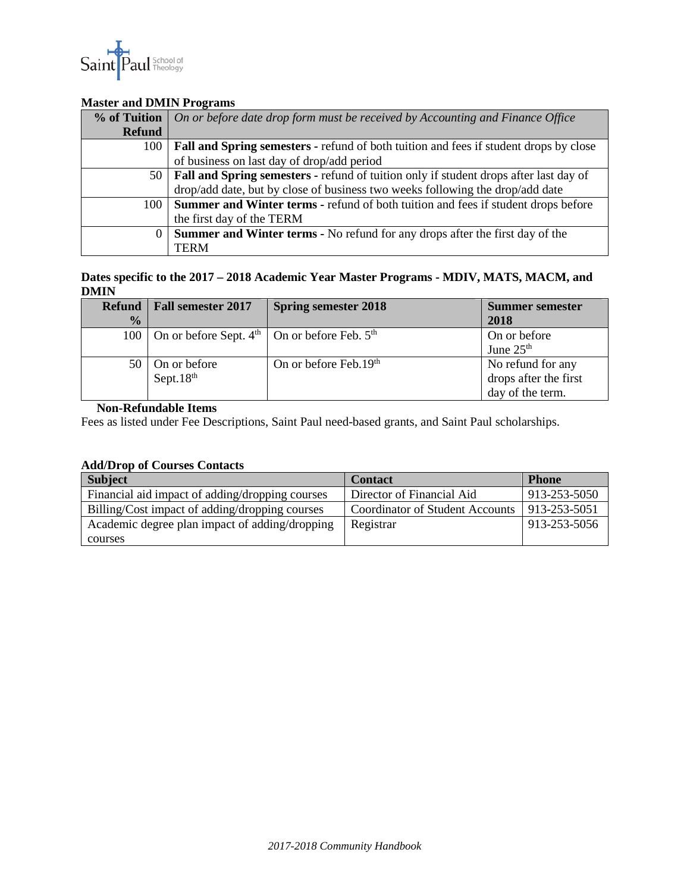### Master and DMIN Programs

| % of Tuition Refund | *On or before date drop form must be received by Accounting and Finance Office* |
|---|---|
| 100 | **Fall and Spring semesters -** refund of both tuition and fees if student drops by close of business on last day of drop/add period |
| 50 | **Fall and Spring semesters -** refund of tuition only if student drops after last day of drop/add date, but by close of business two weeks following the drop/add date |
| 100 | **Summer and Winter terms -** refund of both tuition and fees if student drops before the first day of the TERM |
| 0 | **Summer and Winter terms -** No refund for any drops after the first day of the TERM |

### Dates specific to the 2017 – 2018 Academic Year Master Programs - MDIV, MATS, MACM, and DMIN

| Refund % | Fall semester 2017 | Spring semester 2018 | Summer semester 2018 |
|---|---|---|---|
| 100 | On or before Sept. 4th | On or before Feb. 5th | On or before June 25th |
| 50 | On or before Sept.18th | On or before Feb.19th | No refund for any drops after the first day of the term. |

**Non-Refundable Items**

Fees as listed under Fee Descriptions, Saint Paul need-based grants, and Saint Paul scholarships.

### Add/Drop of Courses Contacts

| Subject | Contact | Phone |
|---|---|---|
| Financial aid impact of adding/dropping courses | Director of Financial Aid | 913-253-5050 |
| Billing/Cost impact of adding/dropping courses | Coordinator of Student Accounts | 913-253-5051 |
| Academic degree plan impact of adding/dropping courses | Registrar | 913-253-5056 |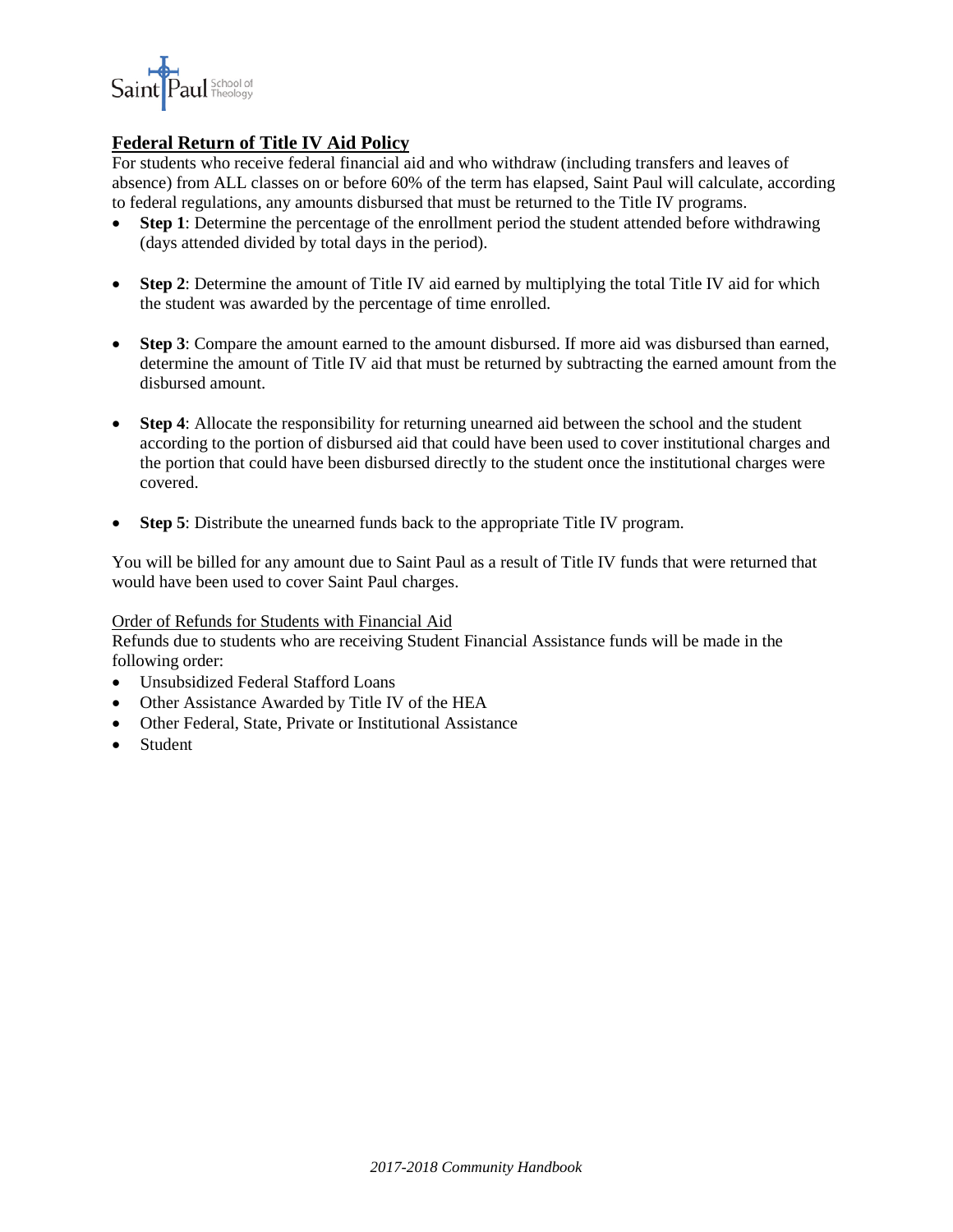## Federal Return of Title IV Aid Policy

For students who receive federal financial aid and who withdraw (including transfers and leaves of absence) from ALL classes on or before 60% of the term has elapsed, Saint Paul will calculate, according to federal regulations, any amounts disbursed that must be returned to the Title IV programs.

- **Step 1**: Determine the percentage of the enrollment period the student attended before withdrawing (days attended divided by total days in the period).
- **Step 2**: Determine the amount of Title IV aid earned by multiplying the total Title IV aid for which the student was awarded by the percentage of time enrolled.
- **Step 3**: Compare the amount earned to the amount disbursed. If more aid was disbursed than earned, determine the amount of Title IV aid that must be returned by subtracting the earned amount from the disbursed amount.
- **Step 4**: Allocate the responsibility for returning unearned aid between the school and the student according to the portion of disbursed aid that could have been used to cover institutional charges and the portion that could have been disbursed directly to the student once the institutional charges were covered.
- **Step 5**: Distribute the unearned funds back to the appropriate Title IV program.

You will be billed for any amount due to Saint Paul as a result of Title IV funds that were returned that would have been used to cover Saint Paul charges.

Order of Refunds for Students with Financial Aid

Refunds due to students who are receiving Student Financial Assistance funds will be made in the following order:

- Unsubsidized Federal Stafford Loans
- Other Assistance Awarded by Title IV of the HEA
- Other Federal, State, Private or Institutional Assistance
- Student